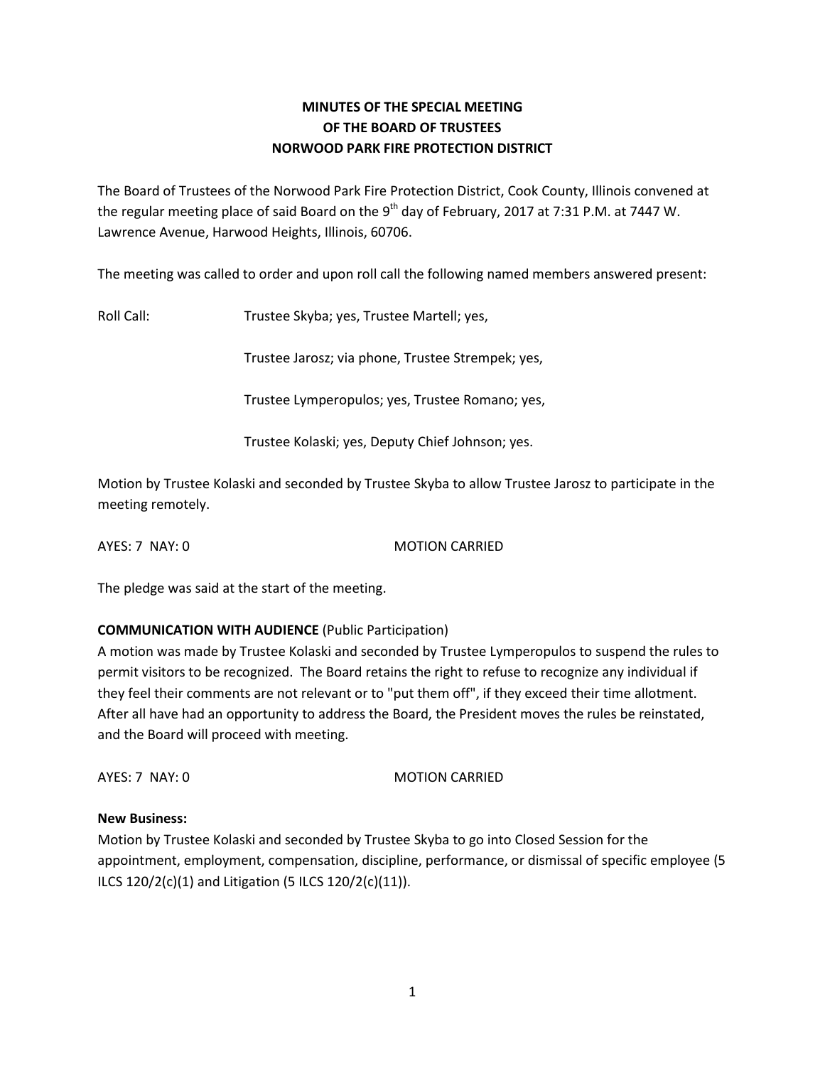# MINUTES OF THE SPECIAL MEETING OF THE BOARD OF TRUSTEES NORWOOD PARK FIRE PROTECTION DISTRICT

The Board of Trustees of the Norwood Park Fire Protection District, Cook County, Illinois convened at the regular meeting place of said Board on the 9th day of February, 2017 at 7:31 P.M. at 7447 W. Lawrence Avenue, Harwood Heights, Illinois, 60706.

The meeting was called to order and upon roll call the following named members answered present:

Roll Call: Trustee Skyba; yes, Trustee Martell; yes,

Trustee Jarosz; via phone, Trustee Strempek; yes,

Trustee Lymperopulos; yes, Trustee Romano; yes,

Trustee Kolaski; yes, Deputy Chief Johnson; yes.

Motion by Trustee Kolaski and seconded by Trustee Skyba to allow Trustee Jarosz to participate in the meeting remotely.

AYES: 7 NAY: 0 MOTION CARRIED

The pledge was said at the start of the meeting.

**COMMUNICATION WITH AUDIENCE** (Public Participation)

A motion was made by Trustee Kolaski and seconded by Trustee Lymperopulos to suspend the rules to permit visitors to be recognized. The Board retains the right to refuse to recognize any individual if they feel their comments are not relevant or to "put them off", if they exceed their time allotment. After all have had an opportunity to address the Board, the President moves the rules be reinstated, and the Board will proceed with meeting.

AYES: 7 NAY: 0 MOTION CARRIED

**New Business:**

Motion by Trustee Kolaski and seconded by Trustee Skyba to go into Closed Session for the appointment, employment, compensation, discipline, performance, or dismissal of specific employee (5 ILCS 120/2(c)(1) and Litigation (5 ILCS 120/2(c)(11)).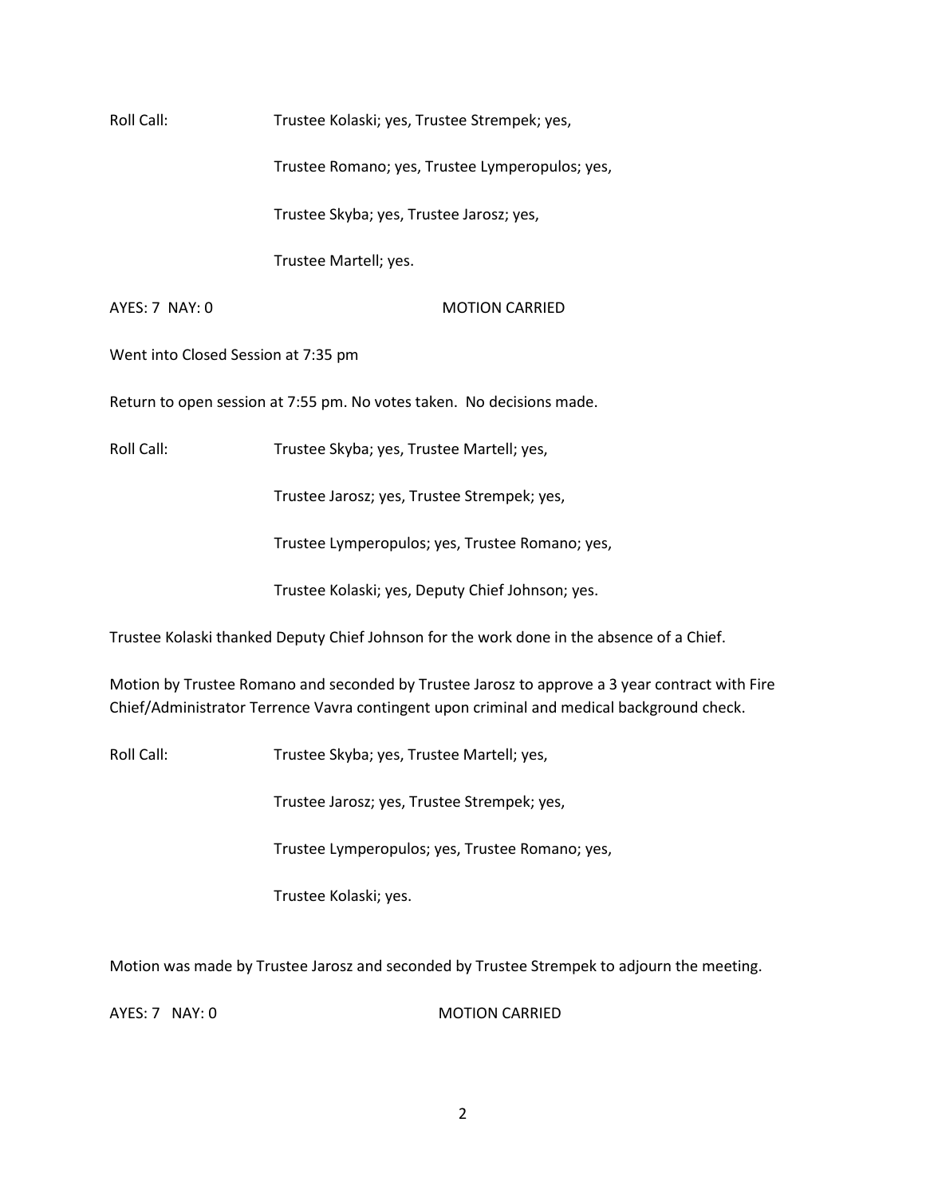Roll Call: Trustee Kolaski; yes, Trustee Strempek; yes,

Trustee Romano; yes, Trustee Lymperopulos; yes,

Trustee Skyba; yes, Trustee Jarosz; yes,

Trustee Martell; yes.

AYES: 7 NAY: 0 MOTION CARRIED

Went into Closed Session at 7:35 pm

Return to open session at 7:55 pm. No votes taken. No decisions made.

Roll Call: Trustee Skyba; yes, Trustee Martell; yes,

Trustee Jarosz; yes, Trustee Strempek; yes,

Trustee Lymperopulos; yes, Trustee Romano; yes,

Trustee Kolaski; yes, Deputy Chief Johnson; yes.

Trustee Kolaski thanked Deputy Chief Johnson for the work done in the absence of a Chief.

Motion by Trustee Romano and seconded by Trustee Jarosz to approve a 3 year contract with Fire Chief/Administrator Terrence Vavra contingent upon criminal and medical background check.

Roll Call: Trustee Skyba; yes, Trustee Martell; yes,

Trustee Jarosz; yes, Trustee Strempek; yes,

Trustee Lymperopulos; yes, Trustee Romano; yes,

Trustee Kolaski; yes.

Motion was made by Trustee Jarosz and seconded by Trustee Strempek to adjourn the meeting.

AYES: 7 NAY: 0 MOTION CARRIED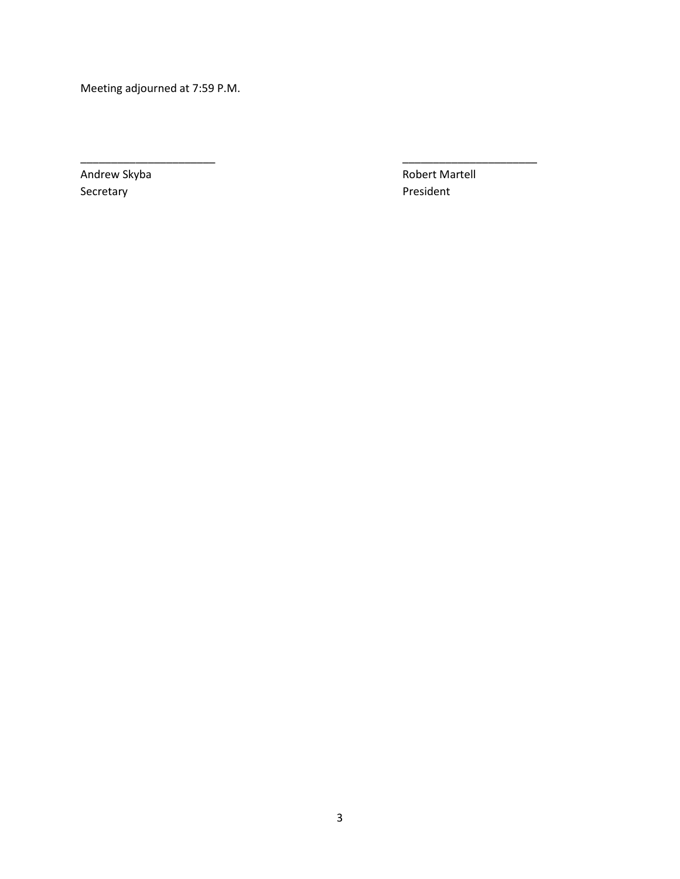Meeting adjourned at 7:59 P.M.

______________________ ______________________

Andrew Skyba
Secretary

Robert Martell
President